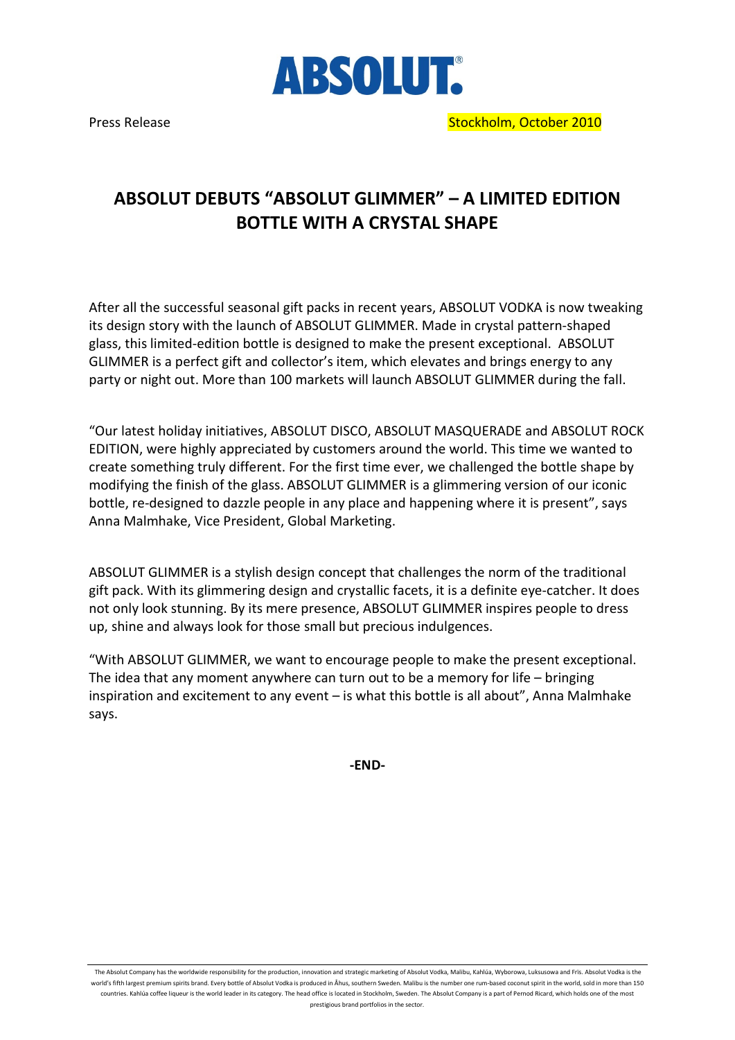ABSOLUT®

Press Release

Stockholm, October 2010

# ABSOLUT DEBUTS "ABSOLUT GLIMMER" – A LIMITED EDITION BOTTLE WITH A CRYSTAL SHAPE

After all the successful seasonal gift packs in recent years, ABSOLUT VODKA is now tweaking its design story with the launch of ABSOLUT GLIMMER. Made in crystal pattern-shaped glass, this limited-edition bottle is designed to make the present exceptional. ABSOLUT GLIMMER is a perfect gift and collector's item, which elevates and brings energy to any party or night out. More than 100 markets will launch ABSOLUT GLIMMER during the fall.

"Our latest holiday initiatives, ABSOLUT DISCO, ABSOLUT MASQUERADE and ABSOLUT ROCK EDITION, were highly appreciated by customers around the world. This time we wanted to create something truly different. For the first time ever, we challenged the bottle shape by modifying the finish of the glass. ABSOLUT GLIMMER is a glimmering version of our iconic bottle, re-designed to dazzle people in any place and happening where it is present", says Anna Malmhake, Vice President, Global Marketing.

ABSOLUT GLIMMER is a stylish design concept that challenges the norm of the traditional gift pack. With its glimmering design and crystallic facets, it is a definite eye-catcher. It does not only look stunning. By its mere presence, ABSOLUT GLIMMER inspires people to dress up, shine and always look for those small but precious indulgences.

"With ABSOLUT GLIMMER, we want to encourage people to make the present exceptional. The idea that any moment anywhere can turn out to be a memory for life – bringing inspiration and excitement to any event – is what this bottle is all about", Anna Malmhake says.

**-END-**

The Absolut Company has the worldwide responsibility for the production, innovation and strategic marketing of Absolut Vodka, Malibu, Kahlúa, Wyborowa, Luksusowa and Frïs. Absolut Vodka is the world's fifth largest premium spirits brand. Every bottle of Absolut Vodka is produced in Åhus, southern Sweden. Malibu is the number one rum-based coconut spirit in the world, sold in more than 150 countries. Kahlúa coffee liqueur is the world leader in its category. The head office is located in Stockholm, Sweden. The Absolut Company is a part of Pernod Ricard, which holds one of the most prestigious brand portfolios in the sector.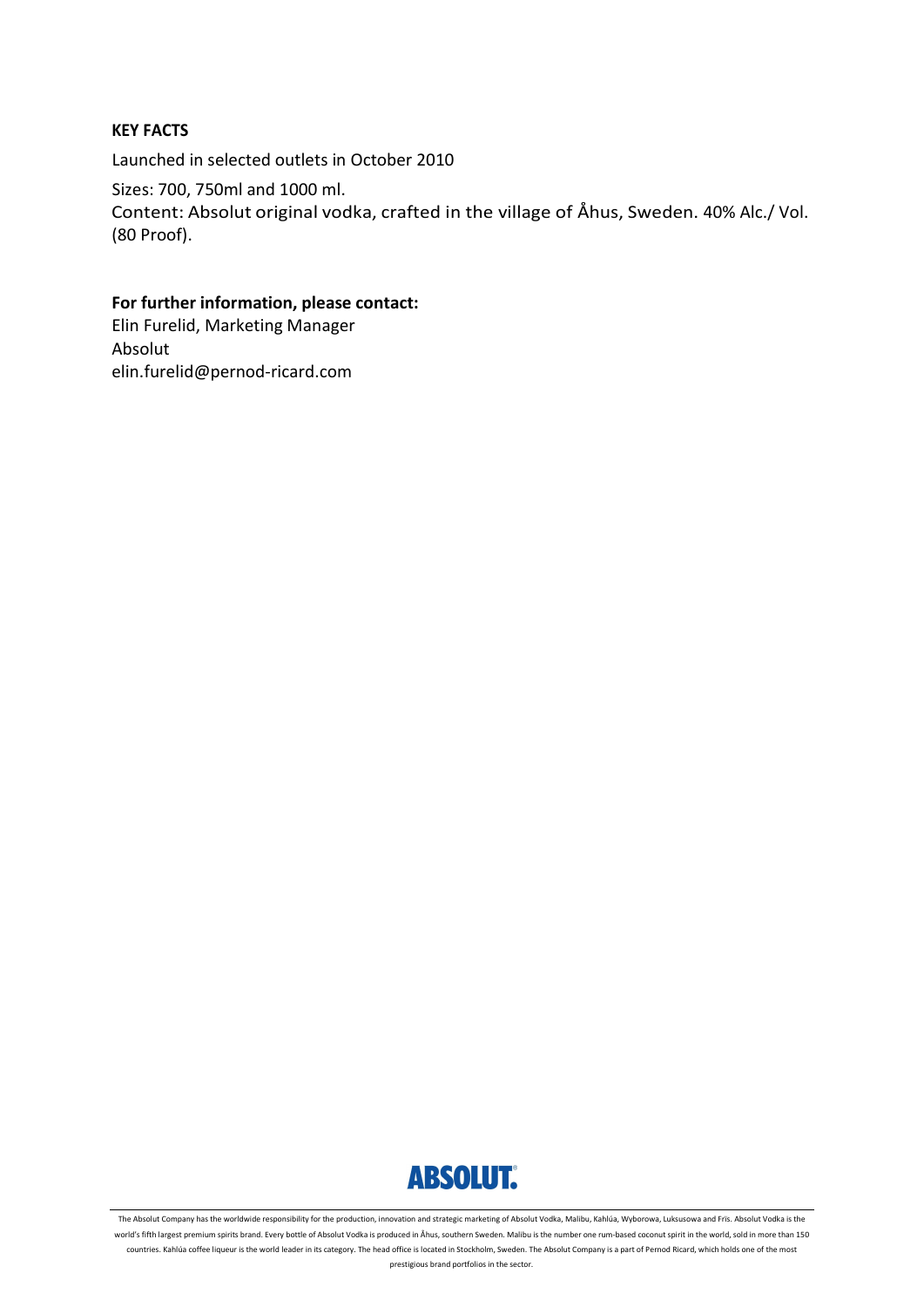**KEY FACTS**

Launched in selected outlets in October 2010

Sizes: 700, 750ml and 1000 ml.

Content: Absolut original vodka, crafted in the village of Åhus, Sweden. 40% Alc./ Vol. (80 Proof).

**For further information, please contact:**

Elin Furelid, Marketing Manager
Absolut
elin.furelid@pernod-ricard.com

ABSOLUT.

The Absolut Company has the worldwide responsibility for the production, innovation and strategic marketing of Absolut Vodka, Malibu, Kahlúa, Wyborowa, Luksusowa and Frïs. Absolut Vodka is the world's fifth largest premium spirits brand. Every bottle of Absolut Vodka is produced in Åhus, southern Sweden. Malibu is the number one rum-based coconut spirit in the world, sold in more than 150 countries. Kahlúa coffee liqueur is the world leader in its category. The head office is located in Stockholm, Sweden. The Absolut Company is a part of Pernod Ricard, which holds one of the most prestigious brand portfolios in the sector.